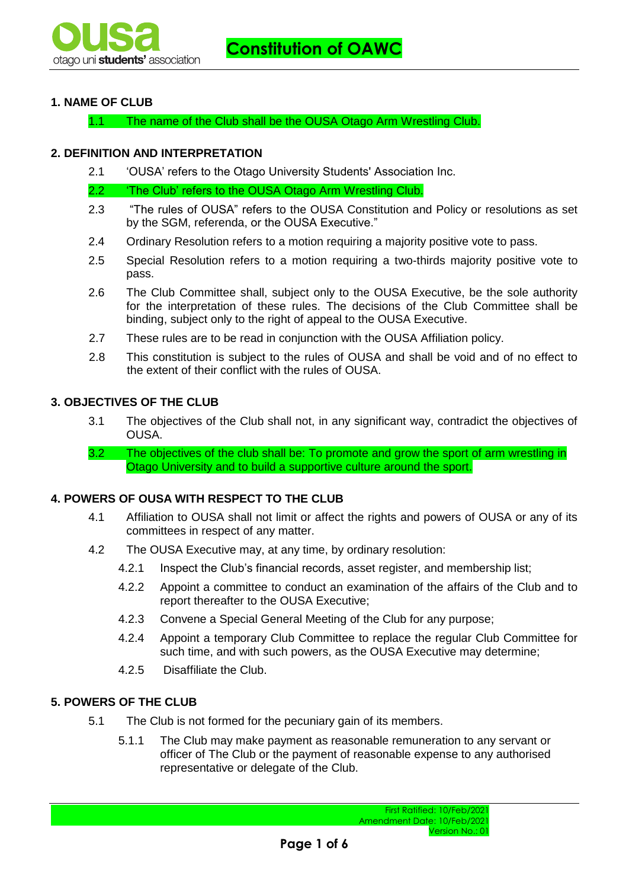# Constitution of OAWC

## 1. NAME OF CLUB

1.1 The name of the Club shall be the OUSA Otago Arm Wrestling Club.

## 2. DEFINITION AND INTERPRETATION

2.1 'OUSA' refers to the Otago University Students' Association Inc.

2.2 'The Club' refers to the OUSA Otago Arm Wrestling Club.

2.3 "The rules of OUSA" refers to the OUSA Constitution and Policy or resolutions as set by the SGM, referenda, or the OUSA Executive."

2.4 Ordinary Resolution refers to a motion requiring a majority positive vote to pass.

2.5 Special Resolution refers to a motion requiring a two-thirds majority positive vote to pass.

2.6 The Club Committee shall, subject only to the OUSA Executive, be the sole authority for the interpretation of these rules. The decisions of the Club Committee shall be binding, subject only to the right of appeal to the OUSA Executive.

2.7 These rules are to be read in conjunction with the OUSA Affiliation policy.

2.8 This constitution is subject to the rules of OUSA and shall be void and of no effect to the extent of their conflict with the rules of OUSA.

## 3. OBJECTIVES OF THE CLUB

3.1 The objectives of the Club shall not, in any significant way, contradict the objectives of OUSA.

3.2 The objectives of the club shall be: To promote and grow the sport of arm wrestling in Otago University and to build a supportive culture around the sport.

## 4. POWERS OF OUSA WITH RESPECT TO THE CLUB

4.1 Affiliation to OUSA shall not limit or affect the rights and powers of OUSA or any of its committees in respect of any matter.

4.2 The OUSA Executive may, at any time, by ordinary resolution:

- 4.2.1 Inspect the Club's financial records, asset register, and membership list;
- 4.2.2 Appoint a committee to conduct an examination of the affairs of the Club and to report thereafter to the OUSA Executive;
- 4.2.3 Convene a Special General Meeting of the Club for any purpose;
- 4.2.4 Appoint a temporary Club Committee to replace the regular Club Committee for such time, and with such powers, as the OUSA Executive may determine;
- 4.2.5 Disaffiliate the Club.

## 5. POWERS OF THE CLUB

5.1 The Club is not formed for the pecuniary gain of its members.

- 5.1.1 The Club may make payment as reasonable remuneration to any servant or officer of The Club or the payment of reasonable expense to any authorised representative or delegate of the Club.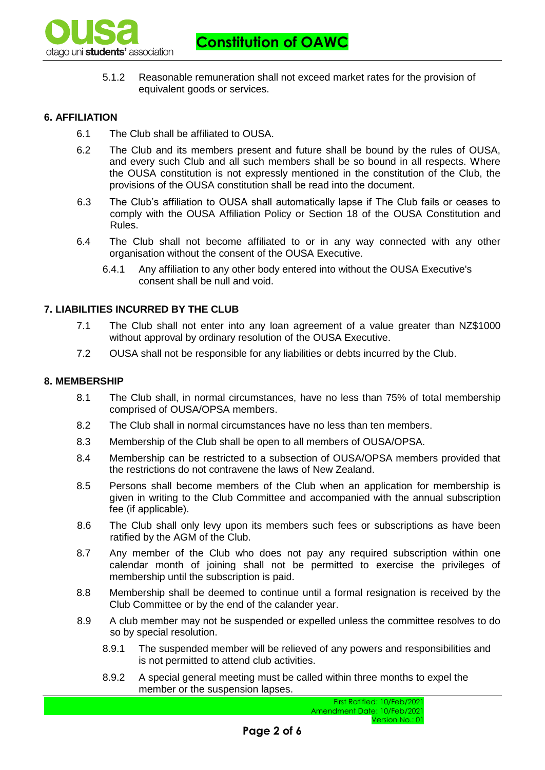5.1.2 Reasonable remuneration shall not exceed market rates for the provision of equivalent goods or services.

## 6. AFFILIATION

6.1 The Club shall be affiliated to OUSA.

6.2 The Club and its members present and future shall be bound by the rules of OUSA, and every such Club and all such members shall be so bound in all respects. Where the OUSA constitution is not expressly mentioned in the constitution of the Club, the provisions of the OUSA constitution shall be read into the document.

6.3 The Club's affiliation to OUSA shall automatically lapse if The Club fails or ceases to comply with the OUSA Affiliation Policy or Section 18 of the OUSA Constitution and Rules.

6.4 The Club shall not become affiliated to or in any way connected with any other organisation without the consent of the OUSA Executive.

6.4.1 Any affiliation to any other body entered into without the OUSA Executive's consent shall be null and void.

## 7. LIABILITIES INCURRED BY THE CLUB

7.1 The Club shall not enter into any loan agreement of a value greater than NZ$1000 without approval by ordinary resolution of the OUSA Executive.

7.2 OUSA shall not be responsible for any liabilities or debts incurred by the Club.

## 8. MEMBERSHIP

8.1 The Club shall, in normal circumstances, have no less than 75% of total membership comprised of OUSA/OPSA members.

8.2 The Club shall in normal circumstances have no less than ten members.

8.3 Membership of the Club shall be open to all members of OUSA/OPSA.

8.4 Membership can be restricted to a subsection of OUSA/OPSA members provided that the restrictions do not contravene the laws of New Zealand.

8.5 Persons shall become members of the Club when an application for membership is given in writing to the Club Committee and accompanied with the annual subscription fee (if applicable).

8.6 The Club shall only levy upon its members such fees or subscriptions as have been ratified by the AGM of the Club.

8.7 Any member of the Club who does not pay any required subscription within one calendar month of joining shall not be permitted to exercise the privileges of membership until the subscription is paid.

8.8 Membership shall be deemed to continue until a formal resignation is received by the Club Committee or by the end of the calander year.

8.9 A club member may not be suspended or expelled unless the committee resolves to do so by special resolution.

8.9.1 The suspended member will be relieved of any powers and responsibilities and is not permitted to attend club activities.

8.9.2 A special general meeting must be called within three months to expel the member or the suspension lapses.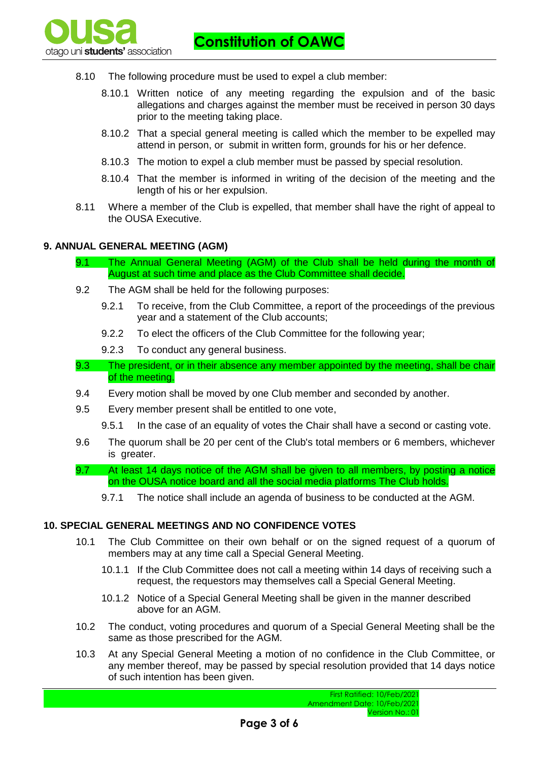8.10 The following procedure must be used to expel a club member:

8.10.1 Written notice of any meeting regarding the expulsion and of the basic allegations and charges against the member must be received in person 30 days prior to the meeting taking place.

8.10.2 That a special general meeting is called which the member to be expelled may attend in person, or submit in written form, grounds for his or her defence.

8.10.3 The motion to expel a club member must be passed by special resolution.

8.10.4 That the member is informed in writing of the decision of the meeting and the length of his or her expulsion.

8.11 Where a member of the Club is expelled, that member shall have the right of appeal to the OUSA Executive.

## 9. ANNUAL GENERAL MEETING (AGM)

9.1 The Annual General Meeting (AGM) of the Club shall be held during the month of August at such time and place as the Club Committee shall decide.

9.2 The AGM shall be held for the following purposes:

9.2.1 To receive, from the Club Committee, a report of the proceedings of the previous year and a statement of the Club accounts;

9.2.2 To elect the officers of the Club Committee for the following year;

9.2.3 To conduct any general business.

9.3 The president, or in their absence any member appointed by the meeting, shall be chair of the meeting.

9.4 Every motion shall be moved by one Club member and seconded by another.

9.5 Every member present shall be entitled to one vote,

9.5.1 In the case of an equality of votes the Chair shall have a second or casting vote.

9.6 The quorum shall be 20 per cent of the Club's total members or 6 members, whichever is greater.

9.7 At least 14 days notice of the AGM shall be given to all members, by posting a notice on the OUSA notice board and all the social media platforms The Club holds.

9.7.1 The notice shall include an agenda of business to be conducted at the AGM.

## 10. SPECIAL GENERAL MEETINGS AND NO CONFIDENCE VOTES

10.1 The Club Committee on their own behalf or on the signed request of a quorum of members may at any time call a Special General Meeting.

10.1.1 If the Club Committee does not call a meeting within 14 days of receiving such a request, the requestors may themselves call a Special General Meeting.

10.1.2 Notice of a Special General Meeting shall be given in the manner described above for an AGM.

10.2 The conduct, voting procedures and quorum of a Special General Meeting shall be the same as those prescribed for the AGM.

10.3 At any Special General Meeting a motion of no confidence in the Club Committee, or any member thereof, may be passed by special resolution provided that 14 days notice of such intention has been given.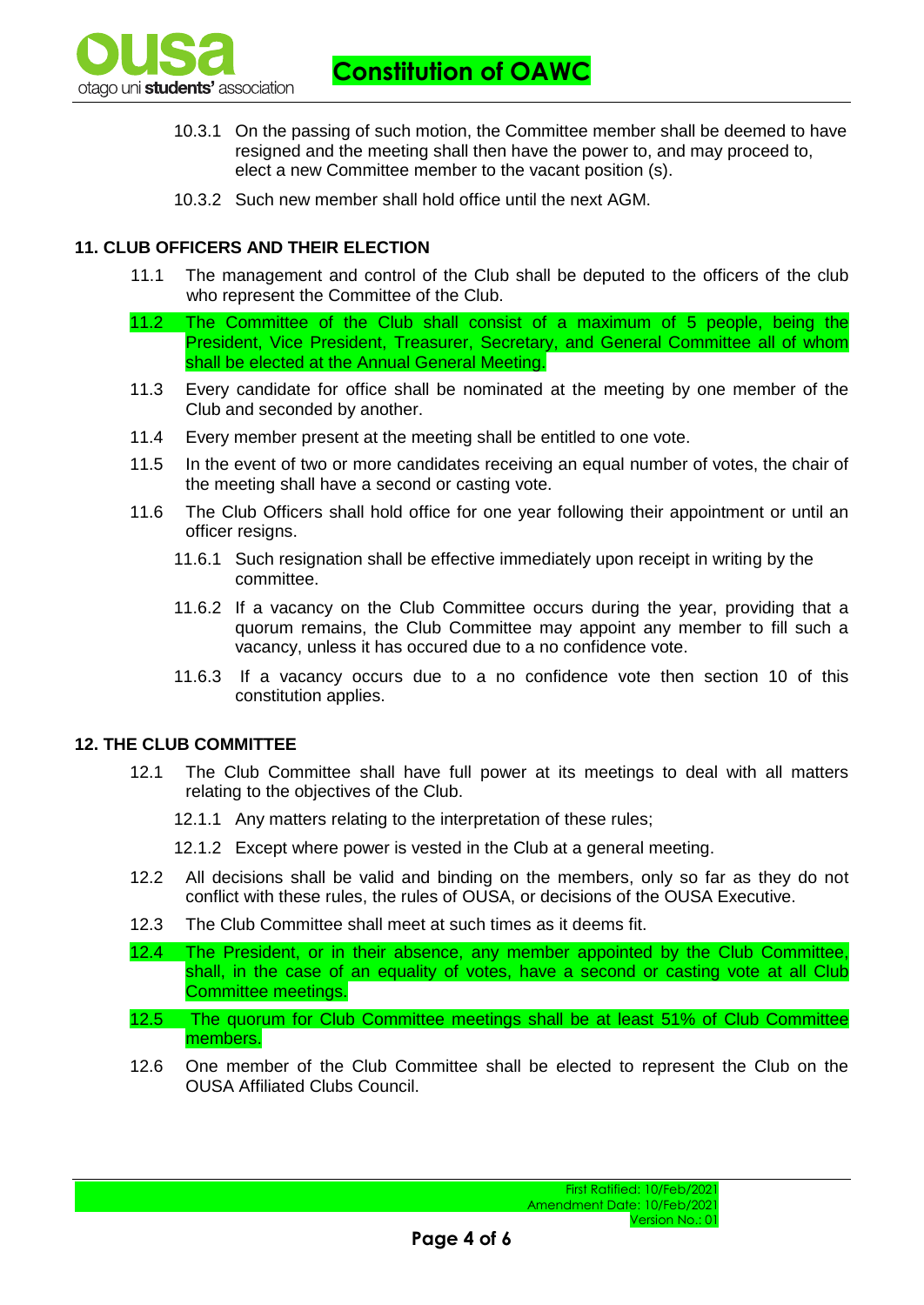10.3.1 On the passing of such motion, the Committee member shall be deemed to have resigned and the meeting shall then have the power to, and may proceed to, elect a new Committee member to the vacant position (s).

10.3.2 Such new member shall hold office until the next AGM.

## 11. CLUB OFFICERS AND THEIR ELECTION

11.1 The management and control of the Club shall be deputed to the officers of the club who represent the Committee of the Club.

11.2 The Committee of the Club shall consist of a maximum of 5 people, being the President, Vice President, Treasurer, Secretary, and General Committee all of whom shall be elected at the Annual General Meeting.

11.3 Every candidate for office shall be nominated at the meeting by one member of the Club and seconded by another.

11.4 Every member present at the meeting shall be entitled to one vote.

11.5 In the event of two or more candidates receiving an equal number of votes, the chair of the meeting shall have a second or casting vote.

11.6 The Club Officers shall hold office for one year following their appointment or until an officer resigns.

11.6.1 Such resignation shall be effective immediately upon receipt in writing by the committee.

11.6.2 If a vacancy on the Club Committee occurs during the year, providing that a quorum remains, the Club Committee may appoint any member to fill such a vacancy, unless it has occured due to a no confidence vote.

11.6.3 If a vacancy occurs due to a no confidence vote then section 10 of this constitution applies.

## 12. THE CLUB COMMITTEE

12.1 The Club Committee shall have full power at its meetings to deal with all matters relating to the objectives of the Club.

12.1.1 Any matters relating to the interpretation of these rules;

12.1.2 Except where power is vested in the Club at a general meeting.

12.2 All decisions shall be valid and binding on the members, only so far as they do not conflict with these rules, the rules of OUSA, or decisions of the OUSA Executive.

12.3 The Club Committee shall meet at such times as it deems fit.

12.4 The President, or in their absence, any member appointed by the Club Committee, shall, in the case of an equality of votes, have a second or casting vote at all Club Committee meetings.

12.5 The quorum for Club Committee meetings shall be at least 51% of Club Committee members.

12.6 One member of the Club Committee shall be elected to represent the Club on the OUSA Affiliated Clubs Council.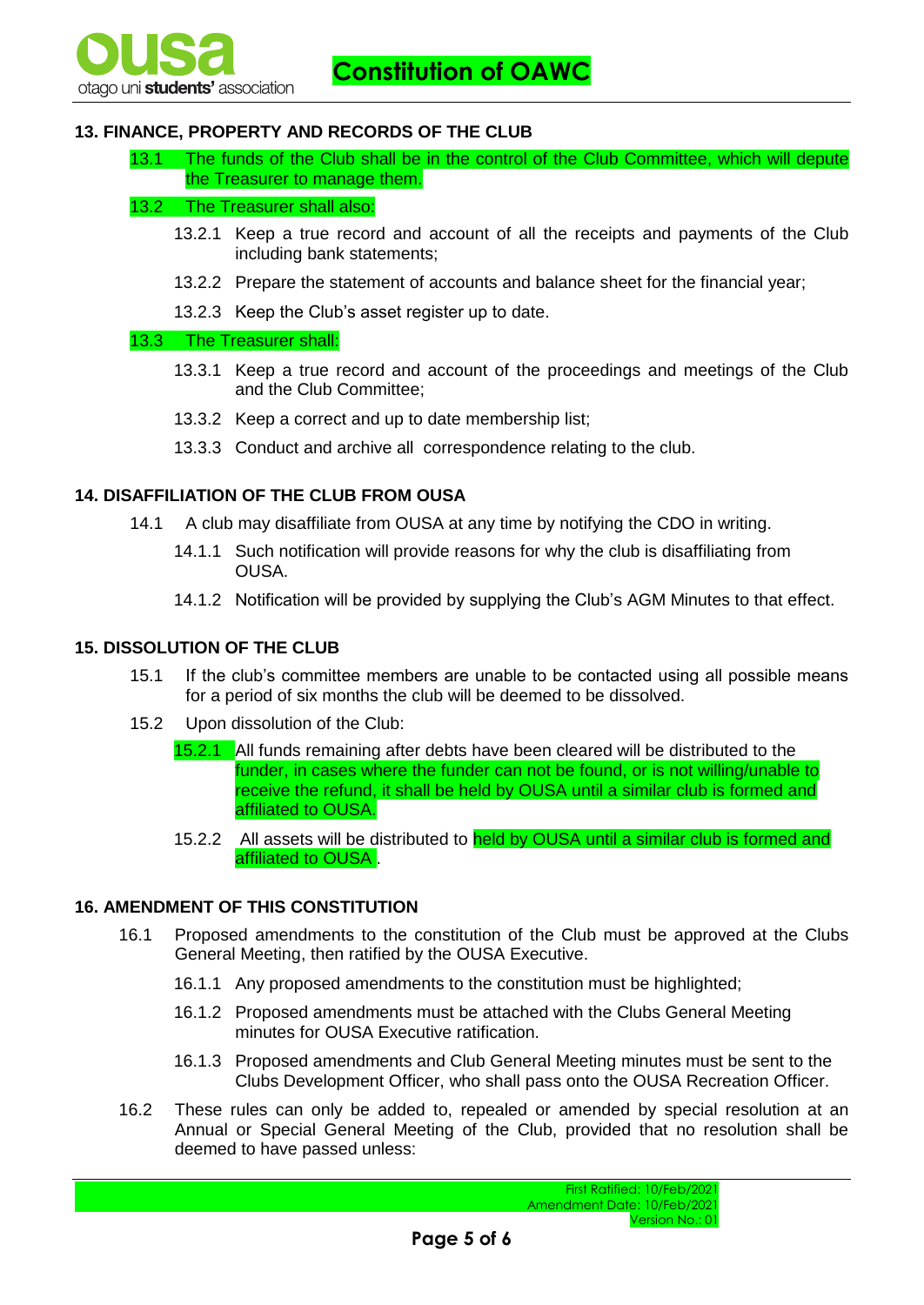## 13. FINANCE, PROPERTY AND RECORDS OF THE CLUB

13.1 The funds of the Club shall be in the control of the Club Committee, which will depute the Treasurer to manage them.

13.2 The Treasurer shall also:

- 13.2.1 Keep a true record and account of all the receipts and payments of the Club including bank statements;
- 13.2.2 Prepare the statement of accounts and balance sheet for the financial year;
- 13.2.3 Keep the Club's asset register up to date.

13.3 The Treasurer shall:

- 13.3.1 Keep a true record and account of the proceedings and meetings of the Club and the Club Committee;
- 13.3.2 Keep a correct and up to date membership list;
- 13.3.3 Conduct and archive all correspondence relating to the club.

## 14. DISAFFILIATION OF THE CLUB FROM OUSA

14.1 A club may disaffiliate from OUSA at any time by notifying the CDO in writing.

- 14.1.1 Such notification will provide reasons for why the club is disaffiliating from OUSA.
- 14.1.2 Notification will be provided by supplying the Club's AGM Minutes to that effect.

## 15. DISSOLUTION OF THE CLUB

15.1 If the club's committee members are unable to be contacted using all possible means for a period of six months the club will be deemed to be dissolved.

15.2 Upon dissolution of the Club:

- 15.2.1 All funds remaining after debts have been cleared will be distributed to the funder, in cases where the funder can not be found, or is not willing/unable to receive the refund, it shall be held by OUSA until a similar club is formed and affiliated to OUSA.
- 15.2.2 All assets will be distributed to held by OUSA until a similar club is formed and affiliated to OUSA .

## 16. AMENDMENT OF THIS CONSTITUTION

16.1 Proposed amendments to the constitution of the Club must be approved at the Clubs General Meeting, then ratified by the OUSA Executive.

- 16.1.1 Any proposed amendments to the constitution must be highlighted;
- 16.1.2 Proposed amendments must be attached with the Clubs General Meeting minutes for OUSA Executive ratification.
- 16.1.3 Proposed amendments and Club General Meeting minutes must be sent to the Clubs Development Officer, who shall pass onto the OUSA Recreation Officer.

16.2 These rules can only be added to, repealed or amended by special resolution at an Annual or Special General Meeting of the Club, provided that no resolution shall be deemed to have passed unless: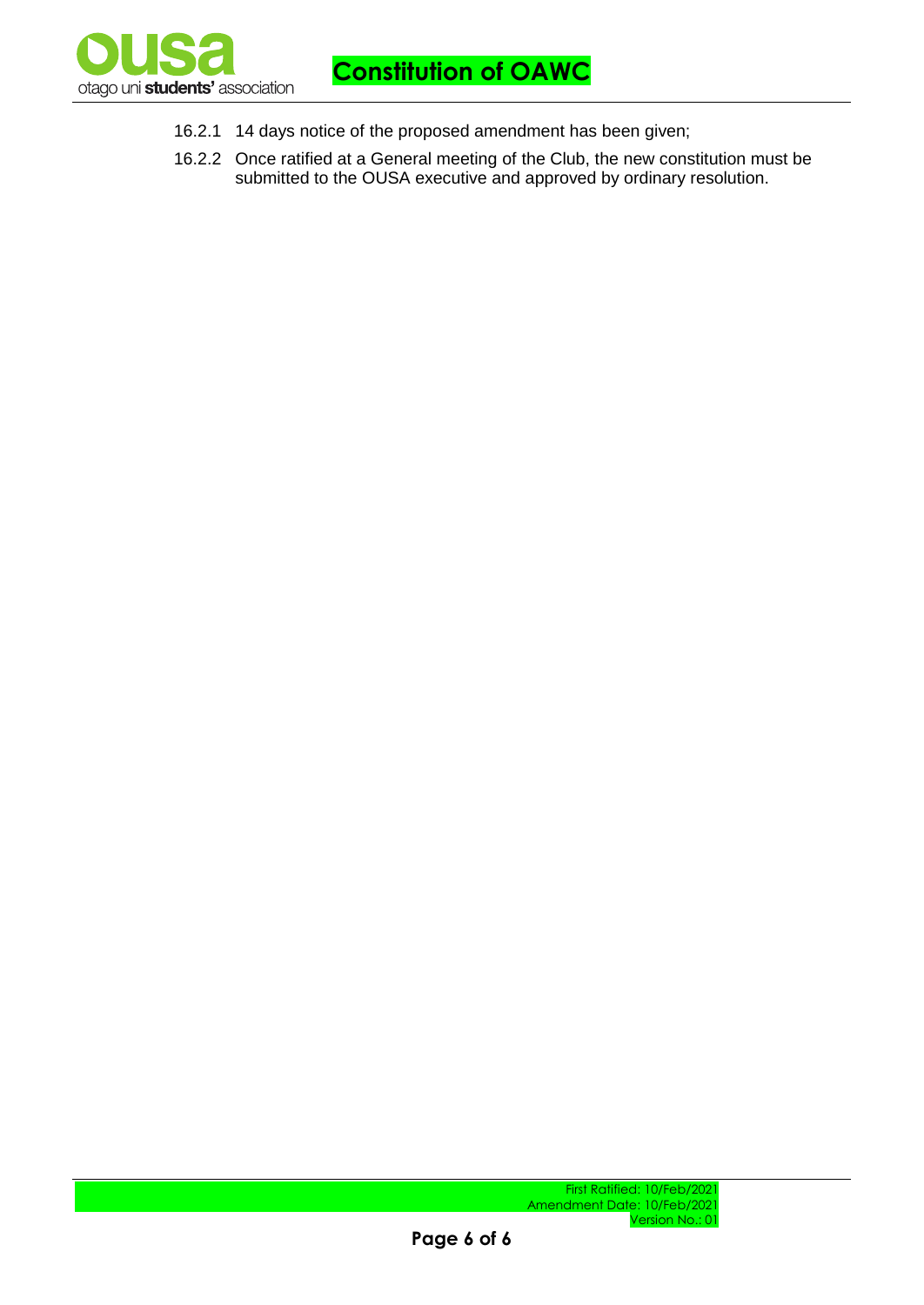16.2.1 14 days notice of the proposed amendment has been given;

16.2.2 Once ratified at a General meeting of the Club, the new constitution must be submitted to the OUSA executive and approved by ordinary resolution.